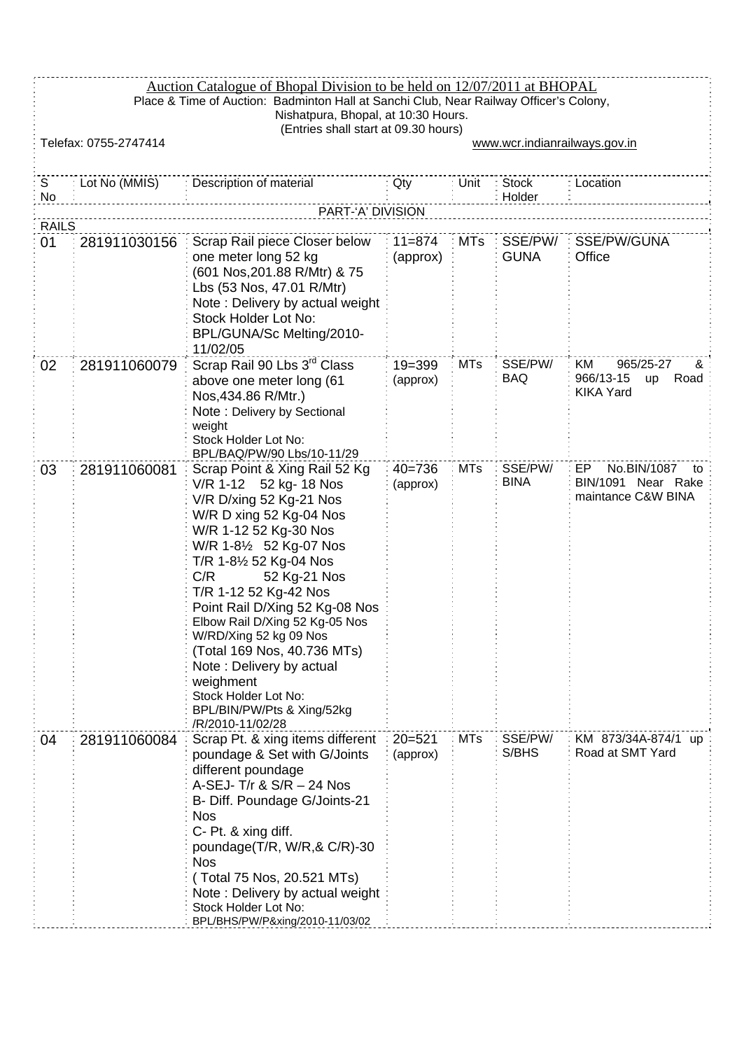# Auction Catalogue of Bhopal Division to be held on 12/07/2011 at BHOPAL

Place & Time of Auction: Badminton Hall at Sanchi Club, Near Railway Officer's Colony, Nishatpura, Bhopal, at 10:30 Hours.

(Entries shall start at 09.30 hours)

Telefax: 0755-2747414

www.wcr.indianrailways.gov.in

| S No | Lot No (MMIS) | Description of material | Qty | Unit | Stock Holder | Location |
|---|---|---|---|---|---|---|
| | | PART-'A' DIVISION | | | | |
| RAILS | | | | | | |
| 01 | 281911030156 | Scrap Rail piece Closer below one meter long 52 kg (601 Nos,201.88 R/Mtr) & 75 Lbs (53 Nos, 47.01 R/Mtr) Note : Delivery by actual weight Stock Holder Lot No: BPL/GUNA/Sc Melting/2010-11/02/05 | 11=874 (approx) | MTs | SSE/PW/ GUNA | SSE/PW/GUNA Office |
| 02 | 281911060079 | Scrap Rail 90 Lbs 3rd Class above one meter long (61 Nos,434.86 R/Mtr.) Note : Delivery by Sectional weight Stock Holder Lot No: BPL/BAQ/PW/90 Lbs/10-11/29 | 19=399 (approx) | MTs | SSE/PW/ BAQ | KM 965/25-27 & 966/13-15 up Road KIKA Yard |
| 03 | 281911060081 | Scrap Point & Xing Rail 52 Kg V/R 1-12 52 kg- 18 Nos V/R D/xing 52 Kg-21 Nos W/R D xing 52 Kg-04 Nos W/R 1-12 52 Kg-30 Nos W/R 1-8½ 52 Kg-07 Nos T/R 1-8½ 52 Kg-04 Nos C/R 52 Kg-21 Nos T/R 1-12 52 Kg-42 Nos Point Rail D/Xing 52 Kg-08 Nos Elbow Rail D/Xing 52 Kg-05 Nos W/RD/Xing 52 kg 09 Nos (Total 169 Nos, 40.736 MTs) Note : Delivery by actual weighment Stock Holder Lot No: BPL/BIN/PW/Pts & Xing/52kg /R/2010-11/02/28 | 40=736 (approx) | MTs | SSE/PW/ BINA | EP No.BIN/1087 to BIN/1091 Near Rake maintance C&W BINA |
| 04 | 281911060084 | Scrap Pt. & xing items different poundage & Set with G/Joints different poundage A-SEJ- T/r & S/R – 24 Nos B- Diff. Poundage G/Joints-21 Nos C- Pt. & xing diff. poundage(T/R, W/R,& C/R)-30 Nos ( Total 75 Nos, 20.521 MTs) Note : Delivery by actual weight Stock Holder Lot No: BPL/BHS/PW/P&xing/2010-11/03/02 | 20=521 (approx) | MTs | SSE/PW/ S/BHS | KM 873/34A-874/1 up Road at SMT Yard |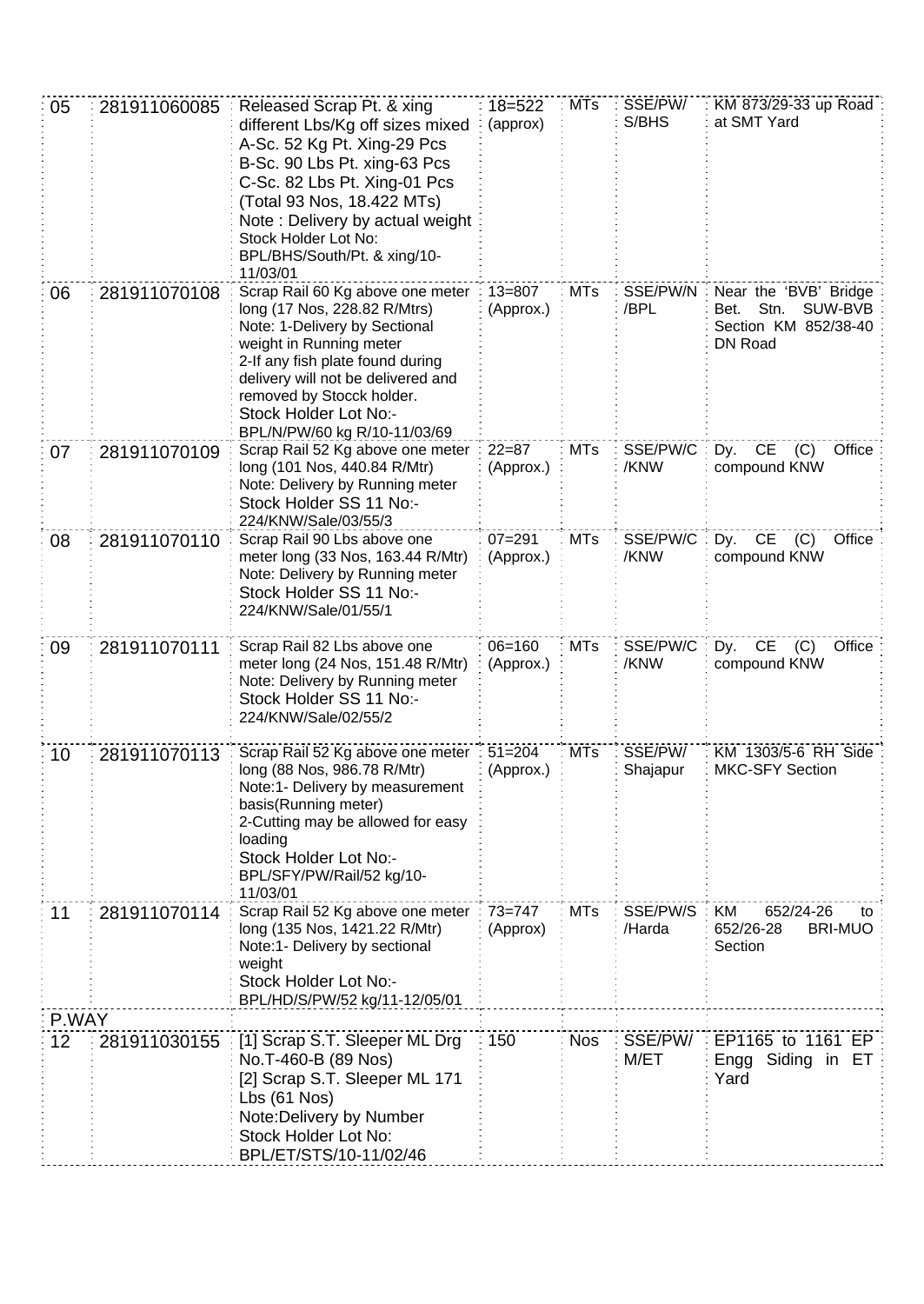| | | | | | | |
|---|---|---|---|---|---|---|
| 05 | 281911060085 | Released Scrap Pt. & xing different Lbs/Kg off sizes mixed A-Sc. 52 Kg Pt. Xing-29 Pcs B-Sc. 90 Lbs Pt. xing-63 Pcs C-Sc. 82 Lbs Pt. Xing-01 Pcs (Total 93 Nos, 18.422 MTs) Note : Delivery by actual weight Stock Holder Lot No: BPL/BHS/South/Pt. & xing/10-11/03/01 | 18=522 (approx) | MTs | SSE/PW/ S/BHS | KM 873/29-33 up Road at SMT Yard |
| 06 | 281911070108 | Scrap Rail 60 Kg above one meter long (17 Nos, 228.82 R/Mtrs) Note: 1-Delivery by Sectional weight in Running meter 2-If any fish plate found during delivery will not be delivered and removed by Stocck holder. Stock Holder Lot No:- BPL/N/PW/60 kg R/10-11/03/69 | 13=807 (Approx.) | MTs | SSE/PW/N /BPL | Near the 'BVB' Bridge Bet. Stn. SUW-BVB Section KM 852/38-40 DN Road |
| 07 | 281911070109 | Scrap Rail 52 Kg above one meter long (101 Nos, 440.84 R/Mtr) Note: Delivery by Running meter Stock Holder SS 11 No:- 224/KNW/Sale/03/55/3 | 22=87 (Approx.) | MTs | SSE/PW/C /KNW | Dy. CE (C) Office compound KNW |
| 08 | 281911070110 | Scrap Rail 90 Lbs above one meter long (33 Nos, 163.44 R/Mtr) Note: Delivery by Running meter Stock Holder SS 11 No:- 224/KNW/Sale/01/55/1 | 07=291 (Approx.) | MTs | SSE/PW/C /KNW | Dy. CE (C) Office compound KNW |
| 09 | 281911070111 | Scrap Rail 82 Lbs above one meter long (24 Nos, 151.48 R/Mtr) Note: Delivery by Running meter Stock Holder SS 11 No:- 224/KNW/Sale/02/55/2 | 06=160 (Approx.) | MTs | SSE/PW/C /KNW | Dy. CE (C) Office compound KNW |
| 10 | 281911070113 | Scrap Rail 52 Kg above one meter long (88 Nos, 986.78 R/Mtr) Note:1- Delivery by measurement basis(Running meter) 2-Cutting may be allowed for easy loading Stock Holder Lot No:- BPL/SFY/PW/Rail/52 kg/10-11/03/01 | 51=204 (Approx.) | MTs | SSE/PW/ Shajapur | KM 1303/5-6 RH Side MKC-SFY Section |
| 11 | 281911070114 | Scrap Rail 52 Kg above one meter long (135 Nos, 1421.22 R/Mtr) Note:1- Delivery by sectional weight Stock Holder Lot No:- BPL/HD/S/PW/52 kg/11-12/05/01 | 73=747 (Approx) | MTs | SSE/PW/S /Harda | KM 652/24-26 to 652/26-28 BRI-MUO Section |
| P.WAY | | | | | | |
| 12 | 281911030155 | [1] Scrap S.T. Sleeper ML Drg No.T-460-B (89 Nos) [2] Scrap S.T. Sleeper ML 171 Lbs (61 Nos) Note:Delivery by Number Stock Holder Lot No: BPL/ET/STS/10-11/02/46 | 150 | Nos | SSE/PW/ M/ET | EP1165 to 1161 EP Engg Siding in ET Yard |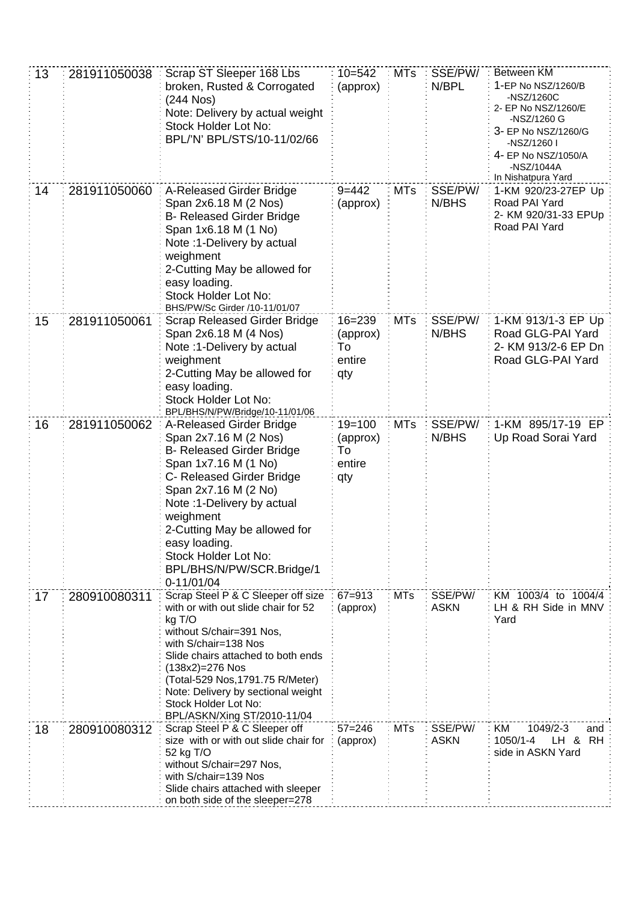| 13 | 281911050038 | Scrap ST Sleeper 168 Lbs broken, Rusted & Corrogated (244 Nos)<br>Note: Delivery by actual weight<br>Stock Holder Lot No: BPL/'N' BPL/STS/10-11/02/66 | 10=542 (approx) | MTs | SSE/PW/N/BPL | Between KM<br>1-EP No NSZ/1260/B -NSZ/1260C<br>2- EP No NSZ/1260/E -NSZ/1260 G<br>3- EP No NSZ/1260/G -NSZ/1260 I<br>4- EP No NSZ/1050/A -NSZ/1044A<br>In Nishatpura Yard |
|---|---|---|---|---|---|---|
| 14 | 281911050060 | A-Released Girder Bridge Span 2x6.18 M (2 Nos)<br>B- Released Girder Bridge Span 1x6.18 M (1 No)<br>Note :1-Delivery by actual weighment<br>2-Cutting May be allowed for easy loading.<br>Stock Holder Lot No: BHS/PW/Sc Girder /10-11/01/07 | 9=442 (approx) | MTs | SSE/PW/N/BHS | 1-KM 920/23-27EP Up Road PAI Yard<br>2- KM 920/31-33 EPUp Road PAI Yard |
| 15 | 281911050061 | Scrap Released Girder Bridge Span 2x6.18 M (4 Nos)<br>Note :1-Delivery by actual weighment<br>2-Cutting May be allowed for easy loading.<br>Stock Holder Lot No: BPL/BHS/N/PW/Bridge/10-11/01/06 | 16=239 (approx) To entire qty | MTs | SSE/PW/N/BHS | 1-KM 913/1-3 EP Up Road GLG-PAI Yard<br>2- KM 913/2-6 EP Dn Road GLG-PAI Yard |
| 16 | 281911050062 | A-Released Girder Bridge Span 2x7.16 M (2 Nos)<br>B- Released Girder Bridge Span 1x7.16 M (1 No)<br>C- Released Girder Bridge Span 2x7.16 M (2 No)<br>Note :1-Delivery by actual weighment<br>2-Cutting May be allowed for easy loading.<br>Stock Holder Lot No: BPL/BHS/N/PW/SCR.Bridge/10-11/01/04 | 19=100 (approx) To entire qty | MTs | SSE/PW/N/BHS | 1-KM 895/17-19 EP Up Road Sorai Yard |
| 17 | 280910080311 | Scrap Steel P & C Sleeper off size with or with out slide chair for 52 kg T/O<br>without S/chair=391 Nos,<br>with S/chair=138 Nos<br>Slide chairs attached to both ends (138x2)=276 Nos<br>(Total-529 Nos,1791.75 R/Meter)<br>Note: Delivery by sectional weight<br>Stock Holder Lot No: BPL/ASKN/Xing ST/2010-11/04 | 67=913 (approx) | MTs | SSE/PW/ASKN | KM 1003/4 to 1004/4 LH & RH Side in MNV Yard |
| 18 | 280910080312 | Scrap Steel P & C Sleeper off size with or with out slide chair for 52 kg T/O<br>without S/chair=297 Nos,<br>with S/chair=139 Nos<br>Slide chairs attached with sleeper on both side of the sleeper=278 | 57=246 (approx) | MTs | SSE/PW/ASKN | KM 1049/2-3 and 1050/1-4 LH & RH side in ASKN Yard |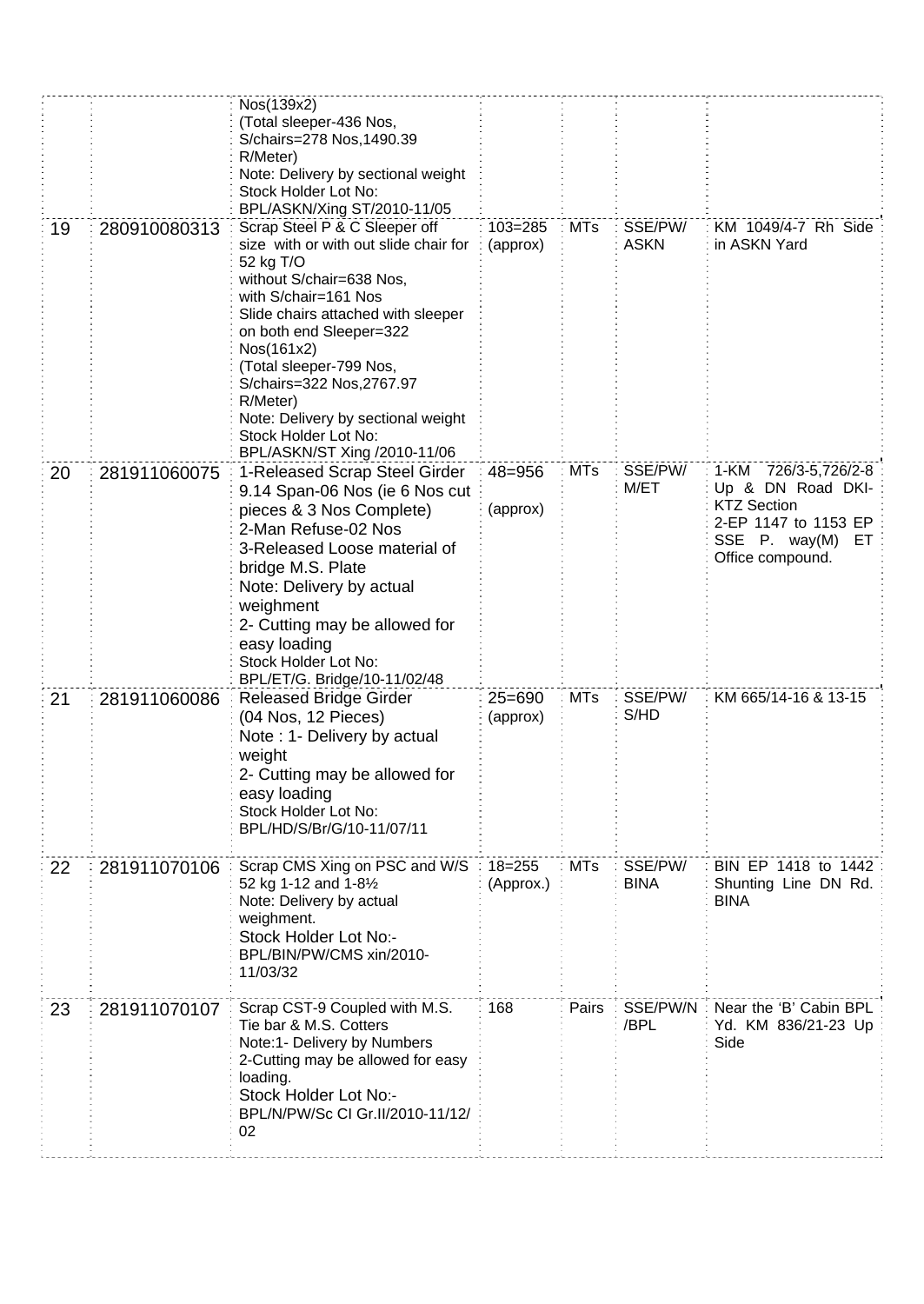| | | | | | | |
|---|---|---|---|---|---|---|
| | | Nos(139x2)<br>(Total sleeper-436 Nos, S/chairs=278 Nos,1490.39 R/Meter)<br>Note: Delivery by sectional weight<br>Stock Holder Lot No: BPL/ASKN/Xing ST/2010-11/05 | | | | |
| 19 | 280910080313 | Scrap Steel P & C Sleeper off size with or with out slide chair for 52 kg T/O<br>without S/chair=638 Nos,<br>with S/chair=161 Nos<br>Slide chairs attached with sleeper on both end Sleeper=322 Nos(161x2)<br>(Total sleeper-799 Nos, S/chairs=322 Nos,2767.97 R/Meter)<br>Note: Delivery by sectional weight<br>Stock Holder Lot No: BPL/ASKN/ST Xing /2010-11/06 | 103=285 (approx) | MTs | SSE/PW/ ASKN | KM 1049/4-7 Rh Side in ASKN Yard |
| 20 | 281911060075 | 1-Released Scrap Steel Girder 9.14 Span-06 Nos (ie 6 Nos cut pieces & 3 Nos Complete)<br>2-Man Refuse-02 Nos<br>3-Released Loose material of bridge M.S. Plate<br>Note: Delivery by actual weighment<br>2- Cutting may be allowed for easy loading<br>Stock Holder Lot No: BPL/ET/G. Bridge/10-11/02/48 | 48=956 (approx) | MTs | SSE/PW/ M/ET | 1-KM 726/3-5,726/2-8 Up & DN Road DKI-KTZ Section<br>2-EP 1147 to 1153 EP SSE P. way(M) ET Office compound. |
| 21 | 281911060086 | Released Bridge Girder (04 Nos, 12 Pieces)<br>Note : 1- Delivery by actual weight<br>2- Cutting may be allowed for easy loading<br>Stock Holder Lot No: BPL/HD/S/Br/G/10-11/07/11 | 25=690 (approx) | MTs | SSE/PW/ S/HD | KM 665/14-16 & 13-15 |
| 22 | 281911070106 | Scrap CMS Xing on PSC and W/S 52 kg 1-12 and 1-8½<br>Note: Delivery by actual weighment.<br>Stock Holder Lot No:- BPL/BIN/PW/CMS xin/2010-11/03/32 | 18=255 (Approx.) | MTs | SSE/PW/ BINA | BIN EP 1418 to 1442 Shunting Line DN Rd. BINA |
| 23 | 281911070107 | Scrap CST-9 Coupled with M.S. Tie bar & M.S. Cotters<br>Note:1- Delivery by Numbers<br>2-Cutting may be allowed for easy loading.<br>Stock Holder Lot No:- BPL/N/PW/Sc CI Gr.II/2010-11/12/02 | 168 | Pairs | SSE/PW/N /BPL | Near the 'B' Cabin BPL Yd. KM 836/21-23 Up Side |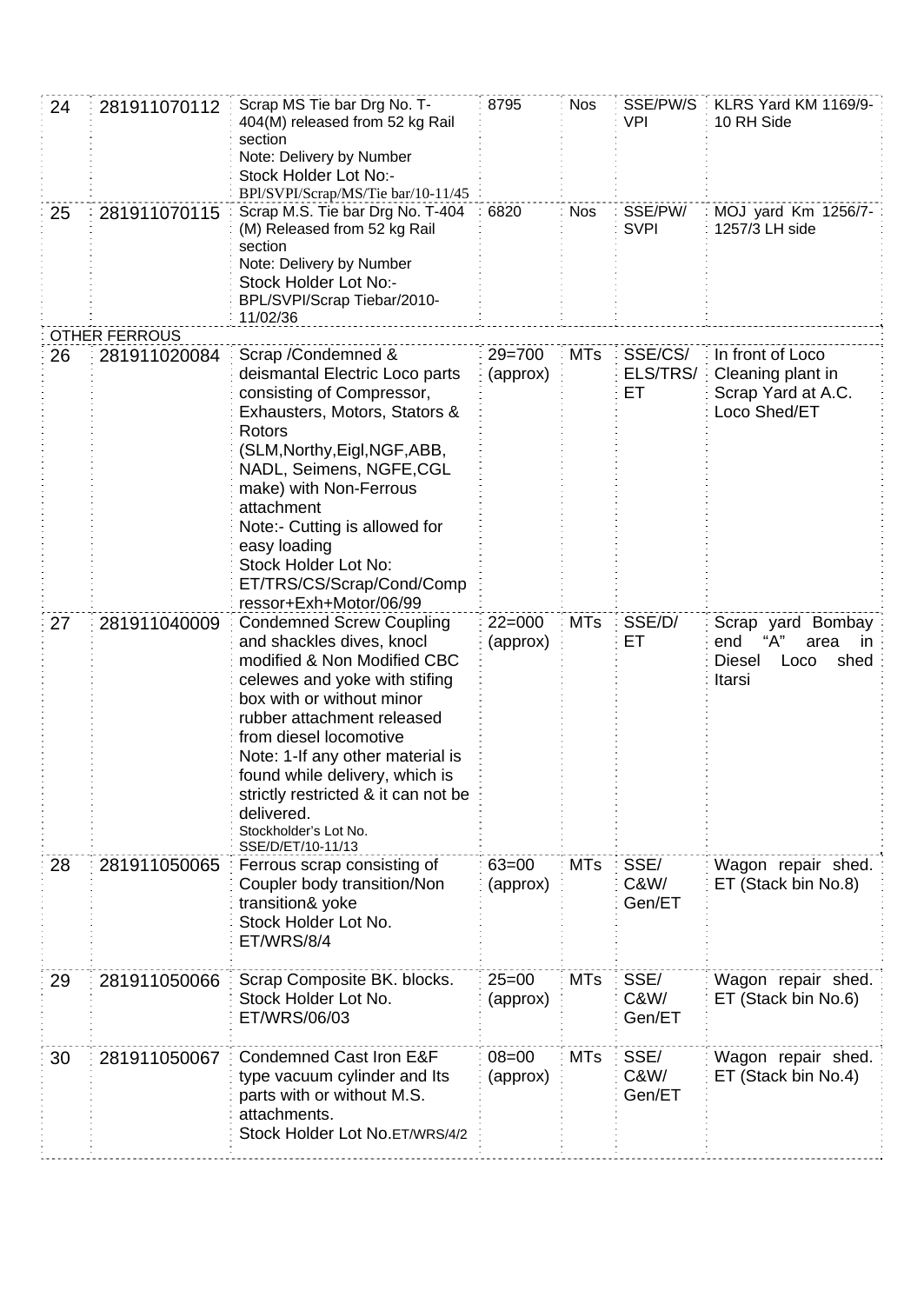| | | | | | | |
|---|---|---|---|---|---|---|
| 24 | 281911070112 | Scrap MS Tie bar Drg No. T-404(M) released from 52 kg Rail section<br>Note: Delivery by Number<br>Stock Holder Lot No:-<br>BPl/SVPI/Scrap/MS/Tie bar/10-11/45 | 8795 | Nos | SSE/PW/SVPI | KLRS Yard KM 1169/9-10 RH Side |
| 25 | 281911070115 | Scrap M.S. Tie bar Drg No. T-404 (M) Released from 52 kg Rail section<br>Note: Delivery by Number<br>Stock Holder Lot No:-<br>BPL/SVPI/Scrap Tiebar/2010-11/02/36 | 6820 | Nos | SSE/PW/SVPI | MOJ yard Km 1256/7-1257/3 LH side |
| OTHER FERROUS | | | | | | |
| 26 | 281911020084 | Scrap /Condemned & deismantal Electric Loco parts consisting of Compressor, Exhausters, Motors, Stators & Rotors (SLM,Northy,Eigl,NGF,ABB, NADL, Seimens, NGFE,CGL make) with Non-Ferrous attachment<br>Note:- Cutting is allowed for easy loading<br>Stock Holder Lot No:<br>ET/TRS/CS/Scrap/Cond/Compressor+Exh+Motor/06/99 | 29=700 (approx) | MTs | SSE/CS/ELS/TRS/ET | In front of Loco Cleaning plant in Scrap Yard at A.C. Loco Shed/ET |
| 27 | 281911040009 | Condemned Screw Coupling and shackles dives, knocl modified & Non Modified CBC celewes and yoke with stifing box with or without minor rubber attachment released from diesel locomotive<br>Note: 1-If any other material is found while delivery, which is strictly restricted & it can not be delivered.<br>Stockholder's Lot No.<br>SSE/D/ET/10-11/13 | 22=000 (approx) | MTs | SSE/D/ET | Scrap yard Bombay end "A" area in Diesel Loco shed Itarsi |
| 28 | 281911050065 | Ferrous scrap consisting of Coupler body transition/Non transition& yoke<br>Stock Holder Lot No.<br>ET/WRS/8/4 | 63=00 (approx) | MTs | SSE/C&W/Gen/ET | Wagon repair shed. ET (Stack bin No.8) |
| 29 | 281911050066 | Scrap Composite BK. blocks.<br>Stock Holder Lot No.<br>ET/WRS/06/03 | 25=00 (approx) | MTs | SSE/C&W/Gen/ET | Wagon repair shed. ET (Stack bin No.6) |
| 30 | 281911050067 | Condemned Cast Iron E&F type vacuum cylinder and Its parts with or without M.S. attachments.<br>Stock Holder Lot No.ET/WRS/4/2 | 08=00 (approx) | MTs | SSE/C&W/Gen/ET | Wagon repair shed. ET (Stack bin No.4) |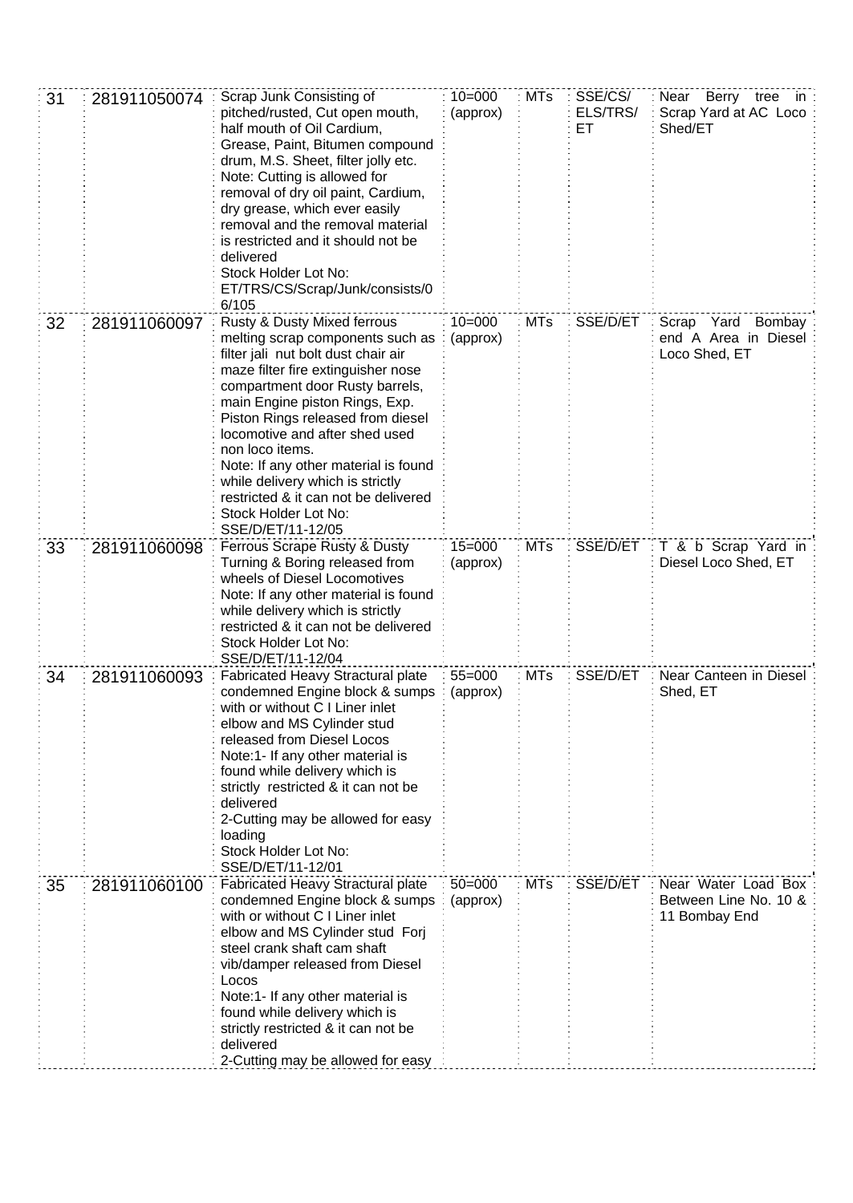| 31 | 281911050074 | Scrap Junk Consisting of pitched/rusted, Cut open mouth, half mouth of Oil Cardium, Grease, Paint, Bitumen compound drum, M.S. Sheet, filter jolly etc. Note: Cutting is allowed for removal of dry oil paint, Cardium, dry grease, which ever easily removal and the removal material is restricted and it should not be delivered Stock Holder Lot No: ET/TRS/CS/Scrap/Junk/consists/06/105 | 10=000 (approx) | MTs | SSE/CS/ ELS/TRS/ ET | Near Berry tree in Scrap Yard at AC Loco Shed/ET |
|---|---|---|---|---|---|---|
| 32 | 281911060097 | Rusty & Dusty Mixed ferrous melting scrap components such as filter jali nut bolt dust chair air maze filter fire extinguisher nose compartment door Rusty barrels, main Engine piston Rings, Exp. Piston Rings released from diesel locomotive and after shed used non loco items. Note: If any other material is found while delivery which is strictly restricted & it can not be delivered Stock Holder Lot No: SSE/D/ET/11-12/05 | 10=000 (approx) | MTs | SSE/D/ET | Scrap Yard Bombay end A Area in Diesel Loco Shed, ET |
| 33 | 281911060098 | Ferrous Scrape Rusty & Dusty Turning & Boring released from wheels of Diesel Locomotives Note: If any other material is found while delivery which is strictly restricted & it can not be delivered Stock Holder Lot No: SSE/D/ET/11-12/04 | 15=000 (approx) | MTs | SSE/D/ET | T & b Scrap Yard in Diesel Loco Shed, ET |
| 34 | 281911060093 | Fabricated Heavy Stractural plate condemned Engine block & sumps with or without C I Liner inlet elbow and MS Cylinder stud released from Diesel Locos Note:1- If any other material is found while delivery which is strictly restricted & it can not be delivered 2-Cutting may be allowed for easy loading Stock Holder Lot No: SSE/D/ET/11-12/01 | 55=000 (approx) | MTs | SSE/D/ET | Near Canteen in Diesel Shed, ET |
| 35 | 281911060100 | Fabricated Heavy Stractural plate condemned Engine block & sumps with or without C I Liner inlet elbow and MS Cylinder stud Forj steel crank shaft cam shaft vib/damper released from Diesel Locos Note:1- If any other material is found while delivery which is strictly restricted & it can not be delivered 2-Cutting may be allowed for easy | 50=000 (approx) | MTs | SSE/D/ET | Near Water Load Box Between Line No. 10 & 11 Bombay End |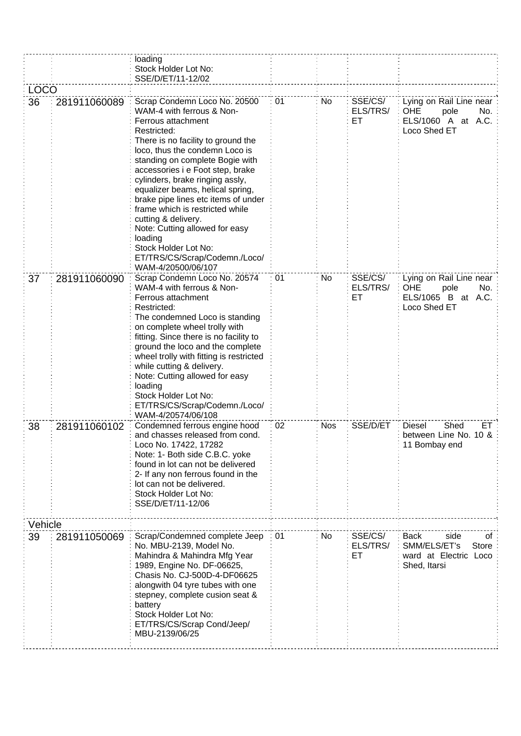|  |  |  |  |  |  |  |
|---|---|---|---|---|---|---|
|  |  | loading<br>Stock Holder Lot No:<br>SSE/D/ET/11-12/02 |  |  |  |  |
| LOCO |  |  |  |  |  |  |
| 36 | 281911060089 | Scrap Condemn Loco No. 20500 WAM-4 with ferrous & Non-Ferrous attachment<br>Restricted:<br>There is no facility to ground the loco, thus the condemn Loco is standing on complete Bogie with accessories i e Foot step, brake cylinders, brake ringing assly, equalizer beams, helical spring, brake pipe lines etc items of under frame which is restricted while cutting & delivery.<br>Note: Cutting allowed for easy loading<br>Stock Holder Lot No:<br>ET/TRS/CS/Scrap/Codemn./Loco/WAM-4/20500/06/107 | 01 | No | SSE/CS/ELS/TRS/ET | Lying on Rail Line near OHE pole No. ELS/1060 A at A.C. Loco Shed ET |
| 37 | 281911060090 | Scrap Condemn Loco No. 20574 WAM-4 with ferrous & Non-Ferrous attachment<br>Restricted:<br>The condemned Loco is standing on complete wheel trolly with fitting. Since there is no facility to ground the loco and the complete wheel trolly with fitting is restricted while cutting & delivery.<br>Note: Cutting allowed for easy loading<br>Stock Holder Lot No:<br>ET/TRS/CS/Scrap/Codemn./Loco/WAM-4/20574/06/108 | 01 | No | SSE/CS/ELS/TRS/ET | Lying on Rail Line near OHE pole No. ELS/1065 B at A.C. Loco Shed ET |
| 38 | 281911060102 | Condemned ferrous engine hood and chasses released from cond. Loco No. 17422, 17282<br>Note: 1- Both side C.B.C. yoke found in lot can not be delivered<br>2- If any non ferrous found in the lot can not be delivered.<br>Stock Holder Lot No:<br>SSE/D/ET/11-12/06 | 02 | Nos | SSE/D/ET | Diesel Shed ET between Line No. 10 & 11 Bombay end |
| Vehicle |  |  |  |  |  |  |
| 39 | 281911050069 | Scrap/Condemned complete Jeep No. MBU-2139, Model No. Mahindra & Mahindra Mfg Year 1989, Engine No. DF-06625, Chasis No. CJ-500D-4-DF06625 alongwith 04 tyre tubes with one stepney, complete cusion seat & battery<br>Stock Holder Lot No:<br>ET/TRS/CS/Scrap Cond/Jeep/MBU-2139/06/25 | 01 | No | SSE/CS/ELS/TRS/ET | Back side of SMM/ELS/ET's Store ward at Electric Loco Shed, Itarsi |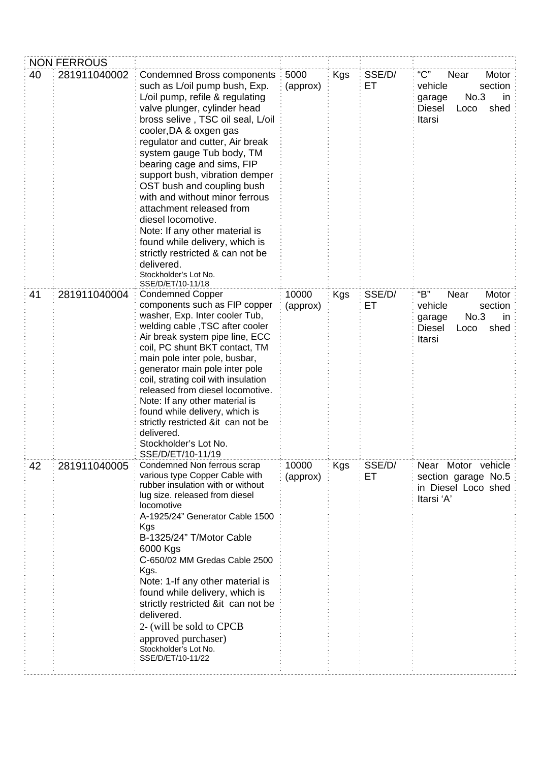| | NON FERROUS | | | | | |
|---|---|---|---|---|---|---|
| 40 | 281911040002 | Condemned Bross components such as L/oil pump bush, Exp. L/oil pump, refile & regulating valve plunger, cylinder head bross selive , TSC oil seal, L/oil cooler,DA & oxgen gas regulator and cutter, Air break system gauge Tub body, TM bearing cage and sims, FIP support bush, vibration demper OST bush and coupling bush with and without minor ferrous attachment released from diesel locomotive.<br>Note: If any other material is found while delivery, which is strictly restricted & can not be delivered.<br>Stockholder's Lot No. SSE/D/ET/10-11/18 | 5000 (approx) | Kgs | SSE/D/ ET | "C" Near Motor vehicle section garage No.3 in Diesel Loco shed Itarsi |
| 41 | 281911040004 | Condemned Copper components such as FIP copper washer, Exp. Inter cooler Tub, welding cable ,TSC after cooler Air break system pipe line, ECC coil, PC shunt BKT contact, TM main pole inter pole, busbar, generator main pole inter pole coil, strating coil with insulation released from diesel locomotive.<br>Note: If any other material is found while delivery, which is strictly restricted &it can not be delivered.<br>Stockholder's Lot No. SSE/D/ET/10-11/19 | 10000 (approx) | Kgs | SSE/D/ ET | "B" Near Motor vehicle section garage No.3 in Diesel Loco shed Itarsi |
| 42 | 281911040005 | Condemned Non ferrous scrap various type Copper Cable with rubber insulation with or without lug size. released from diesel locomotive<br>A-1925/24" Generator Cable 1500 Kgs<br>B-1325/24" T/Motor Cable 6000 Kgs<br>C-650/02 MM Gredas Cable 2500 Kgs.<br>Note: 1-If any other material is found while delivery, which is strictly restricted &it can not be delivered.<br>2- (will be sold to CPCB approved purchaser)<br>Stockholder's Lot No. SSE/D/ET/10-11/22 | 10000 (approx) | Kgs | SSE/D/ ET | Near Motor vehicle section garage No.5 in Diesel Loco shed Itarsi 'A' |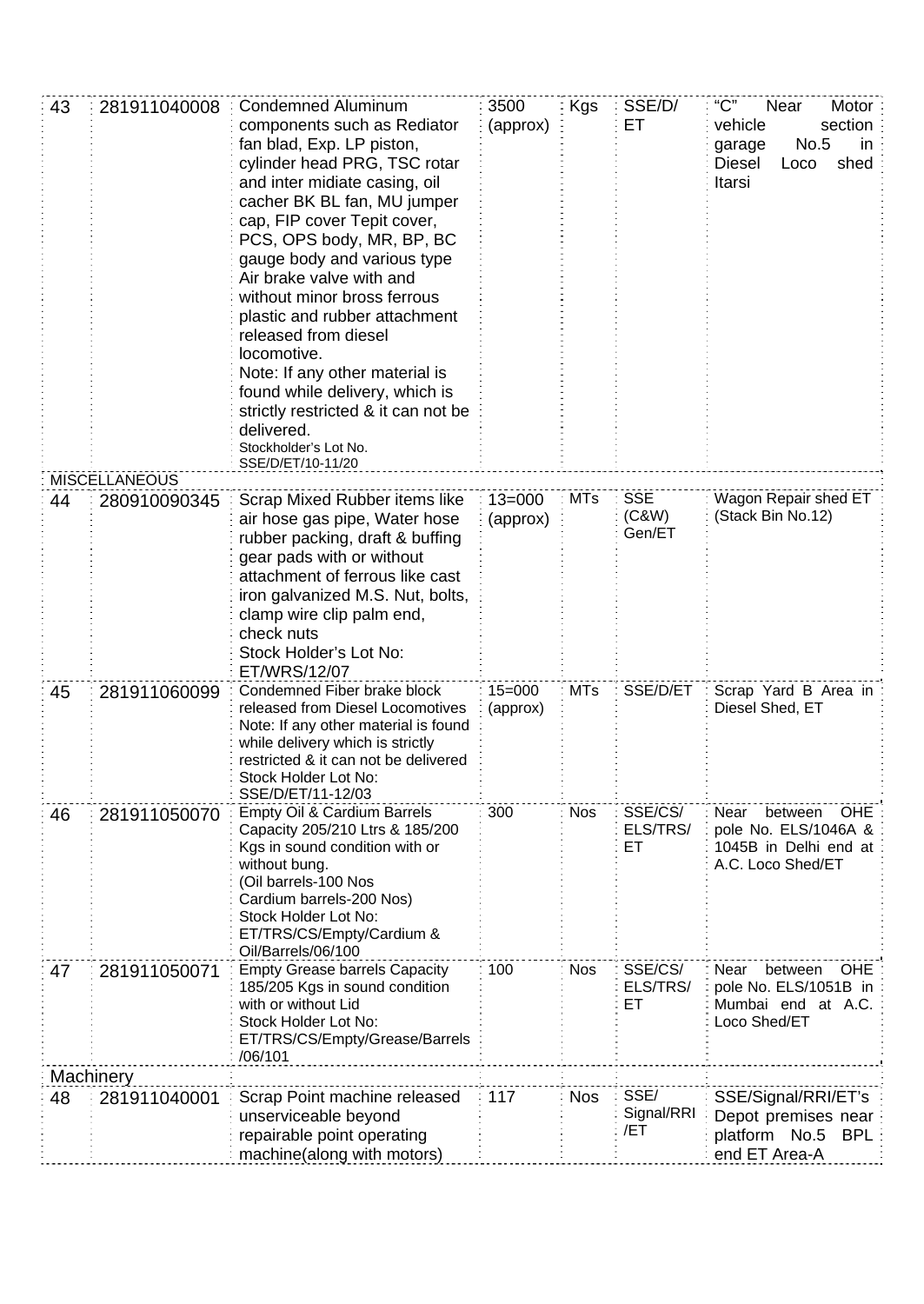| | | | | | | |
|---|---|---|---|---|---|---|
| 43 | 281911040008 | Condemned Aluminum components such as Radiator fan blad, Exp. LP piston, cylinder head PRG, TSC rotar and inter midiate casing, oil cacher BK BL fan, MU jumper cap, FIP cover Tepit cover, PCS, OPS body, MR, BP, BC gauge body and various type Air brake valve with and without minor bross ferrous plastic and rubber attachment released from diesel locomotive.<br>Note: If any other material is found while delivery, which is strictly restricted & it can not be delivered.<br>Stockholder's Lot No. SSE/D/ET/10-11/20 | 3500 (approx) | Kgs | SSE/D/ ET | "C" Near Motor vehicle section garage No.5 in Diesel Loco shed Itarsi |
| | MISCELLANEOUS | | | | | |
| 44 | 280910090345 | Scrap Mixed Rubber items like air hose gas pipe, Water hose rubber packing, draft & buffing gear pads with or without attachment of ferrous like cast iron galvanized M.S. Nut, bolts, clamp wire clip palm end, check nuts<br>Stock Holder's Lot No: ET/WRS/12/07 | 13=000 (approx) | MTs | SSE (C&W) Gen/ET | Wagon Repair shed ET (Stack Bin No.12) |
| 45 | 281911060099 | Condemned Fiber brake block released from Diesel Locomotives<br>Note: If any other material is found while delivery which is strictly restricted & it can not be delivered<br>Stock Holder Lot No: SSE/D/ET/11-12/03 | 15=000 (approx) | MTs | SSE/D/ET | Scrap Yard B Area in Diesel Shed, ET |
| 46 | 281911050070 | Empty Oil & Cardium Barrels Capacity 205/210 Ltrs & 185/200 Kgs in sound condition with or without bung.<br>(Oil barrels-100 Nos<br>Cardium barrels-200 Nos)<br>Stock Holder Lot No: ET/TRS/CS/Empty/Cardium & Oil/Barrels/06/100 | 300 | Nos | SSE/CS/ ELS/TRS/ ET | Near between OHE pole No. ELS/1046A & 1045B in Delhi end at A.C. Loco Shed/ET |
| 47 | 281911050071 | Empty Grease barrels Capacity 185/205 Kgs in sound condition with or without Lid<br>Stock Holder Lot No: ET/TRS/CS/Empty/Grease/Barrels /06/101 | 100 | Nos | SSE/CS/ ELS/TRS/ ET | Near between OHE pole No. ELS/1051B in Mumbai end at A.C. Loco Shed/ET |
| Machinery | | | | | | |
| 48 | 281911040001 | Scrap Point machine released unserviceable beyond repairable point operating machine(along with motors) | 117 | Nos | SSE/ Signal/RRI /ET | SSE/Signal/RRI/ET's Depot premises near platform No.5 BPL end ET Area-A |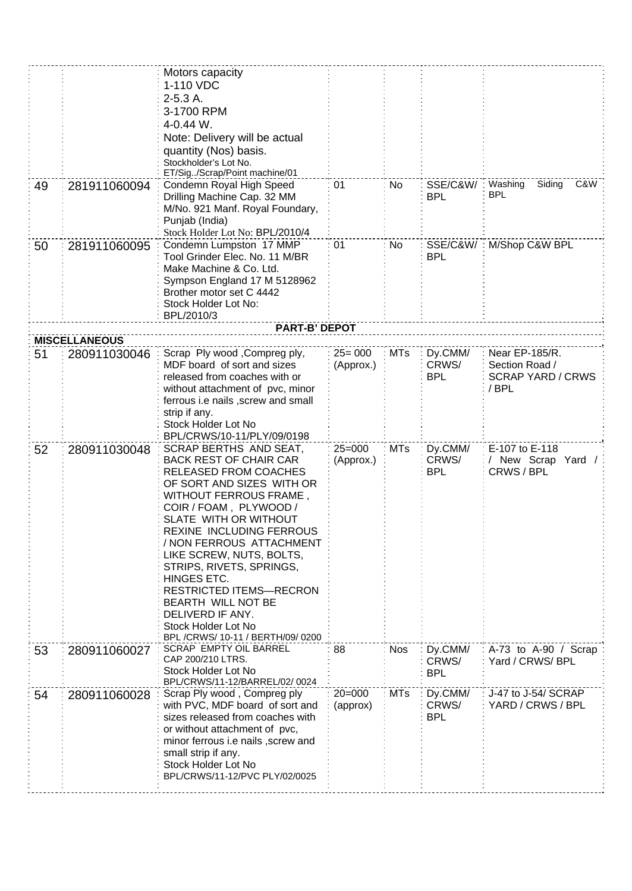|  |  |  |  |  |  |  |
|---|---|---|---|---|---|---|
|  |  | Motors capacity<br>1-110 VDC<br>2-5.3 A.<br>3-1700 RPM<br>4-0.44 W.<br>Note: Delivery will be actual quantity (Nos) basis.<br>Stockholder's Lot No.<br>ET/Sig../Scrap/Point machine/01 |  |  |  |  |
| 49 | 281911060094 | Condemn Royal High Speed Drilling Machine Cap. 32 MM M/No. 921 Manf. Royal Foundary, Punjab (India)<br>Stock Holder Lot No: BPL/2010/4 | 01 | No | SSE/C&W/ BPL | Washing Siding C&W BPL |
| 50 | 281911060095 | Condemn Lumpston 17 MMP Tool Grinder Elec. No. 11 M/BR Make Machine & Co. Ltd. Sympson England 17 M 5128962 Brother motor set C 4442<br>Stock Holder Lot No: BPL/2010/3 | 01 | No | SSE/C&W/ BPL | M/Shop C&W BPL |
| **PART-B' DEPOT** |  |  |  |  |  |  |
| **MISCELLANEOUS** |  |  |  |  |  |  |
| 51 | 280911030046 | Scrap Ply wood ,Compreg ply, MDF board of sort and sizes released from coaches with or without attachment of pvc, minor ferrous i.e nails ,screw and small strip if any.<br>Stock Holder Lot No BPL/CRWS/10-11/PLY/09/0198 | 25= 000 (Approx.) | MTs | Dy.CMM/ CRWS/ BPL | Near EP-185/R. Section Road / SCRAP YARD / CRWS / BPL |
| 52 | 280911030048 | SCRAP BERTHS AND SEAT, BACK REST OF CHAIR CAR RELEASED FROM COACHES OF SORT AND SIZES WITH OR WITHOUT FERROUS FRAME , COIR / FOAM , PLYWOOD / SLATE WITH OR WITHOUT REXINE INCLUDING FERROUS / NON FERROUS ATTACHMENT LIKE SCREW, NUTS, BOLTS, STRIPS, RIVETS, SPRINGS, HINGES ETC.<br>RESTRICTED ITEMS—RECRON BEARTH WILL NOT BE DELIVERD IF ANY.<br>Stock Holder Lot No BPL /CRWS/ 10-11 / BERTH/09/ 0200 | 25=000 (Approx.) | MTs | Dy.CMM/ CRWS/ BPL | E-107 to E-118 / New Scrap Yard / CRWS / BPL |
| 53 | 280911060027 | SCRAP EMPTY OIL BARREL CAP 200/210 LTRS.<br>Stock Holder Lot No BPL/CRWS/11-12/BARREL/02/ 0024 | 88 | Nos | Dy.CMM/ CRWS/ BPL | A-73 to A-90 / Scrap Yard / CRWS/ BPL |
| 54 | 280911060028 | Scrap Ply wood , Compreg ply with PVC, MDF board of sort and sizes released from coaches with or without attachment of pvc, minor ferrous i.e nails ,screw and small strip if any.<br>Stock Holder Lot No BPL/CRWS/11-12/PVC PLY/02/0025 | 20=000 (approx) | MTs | Dy.CMM/ CRWS/ BPL | J-47 to J-54/ SCRAP YARD / CRWS / BPL |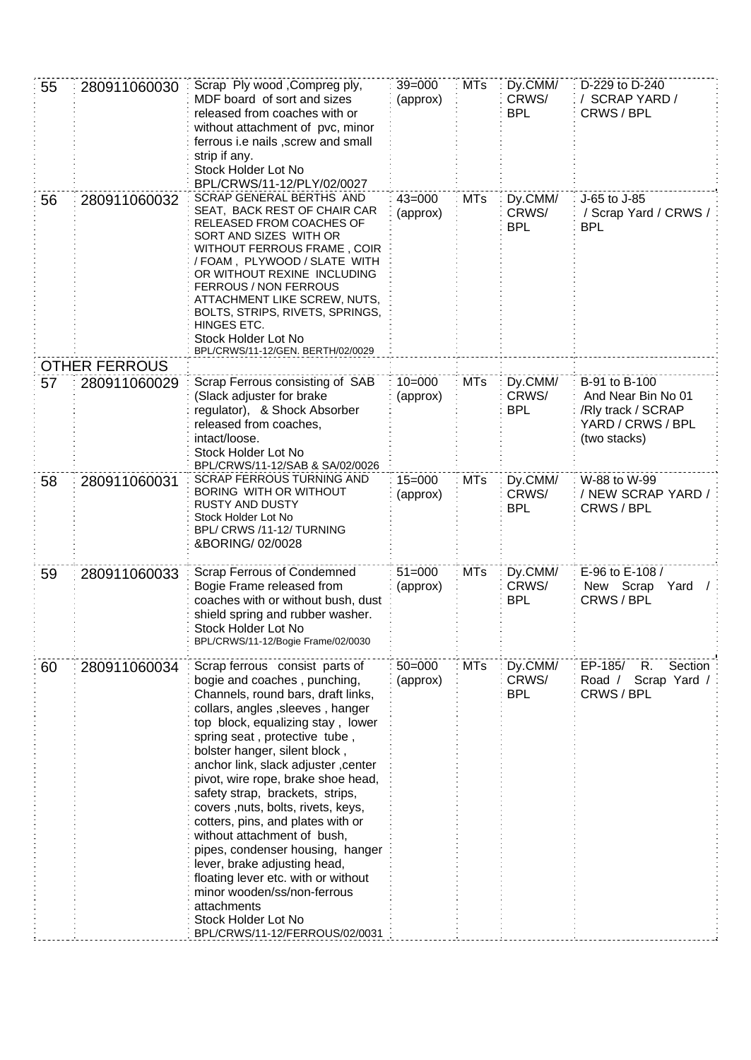| | | | | | | |
|---|---|---|---|---|---|---|
| 55 | 280911060030 | Scrap Ply wood ,Compreg ply, MDF board of sort and sizes released from coaches with or without attachment of pvc, minor ferrous i.e nails ,screw and small strip if any. Stock Holder Lot No BPL/CRWS/11-12/PLY/02/0027 | 39=000 (approx) | MTs | Dy.CMM/ CRWS/ BPL | D-229 to D-240 / SCRAP YARD / CRWS / BPL |
| 56 | 280911060032 | SCRAP GENERAL BERTHS AND SEAT, BACK REST OF CHAIR CAR RELEASED FROM COACHES OF SORT AND SIZES WITH OR WITHOUT FERROUS FRAME , COIR / FOAM , PLYWOOD / SLATE WITH OR WITHOUT REXINE INCLUDING FERROUS / NON FERROUS ATTACHMENT LIKE SCREW, NUTS, BOLTS, STRIPS, RIVETS, SPRINGS, HINGES ETC. Stock Holder Lot No BPL/CRWS/11-12/GEN. BERTH/02/0029 | 43=000 (approx) | MTs | Dy.CMM/ CRWS/ BPL | J-65 to J-85 / Scrap Yard / CRWS / BPL |
| OTHER FERROUS | | | | | | |
| 57 | 280911060029 | Scrap Ferrous consisting of SAB (Slack adjuster for brake regulator), & Shock Absorber released from coaches, intact/loose. Stock Holder Lot No BPL/CRWS/11-12/SAB & SA/02/0026 | 10=000 (approx) | MTs | Dy.CMM/ CRWS/ BPL | B-91 to B-100 And Near Bin No 01 /Rly track / SCRAP YARD / CRWS / BPL (two stacks) |
| 58 | 280911060031 | SCRAP FERROUS TURNING AND BORING WITH OR WITHOUT RUSTY AND DUSTY Stock Holder Lot No BPL/ CRWS /11-12/ TURNING &BORING/ 02/0028 | 15=000 (approx) | MTs | Dy.CMM/ CRWS/ BPL | W-88 to W-99 / NEW SCRAP YARD / CRWS / BPL |
| 59 | 280911060033 | Scrap Ferrous of Condemned Bogie Frame released from coaches with or without bush, dust shield spring and rubber washer. Stock Holder Lot No BPL/CRWS/11-12/Bogie Frame/02/0030 | 51=000 (approx) | MTs | Dy.CMM/ CRWS/ BPL | E-96 to E-108 / New Scrap Yard / CRWS / BPL |
| 60 | 280911060034 | Scrap ferrous consist parts of bogie and coaches , punching, Channels, round bars, draft links, collars, angles ,sleeves , hanger top block, equalizing stay , lower spring seat , protective tube , bolster hanger, silent block , anchor link, slack adjuster ,center pivot, wire rope, brake shoe head, safety strap, brackets, strips, covers ,nuts, bolts, rivets, keys, cotters, pins, and plates with or without attachment of bush, pipes, condenser housing, hanger lever, brake adjusting head, floating lever etc. with or without minor wooden/ss/non-ferrous attachments Stock Holder Lot No BPL/CRWS/11-12/FERROUS/02/0031 | 50=000 (approx) | MTs | Dy.CMM/ CRWS/ BPL | EP-185/ R. Section Road / Scrap Yard / CRWS / BPL |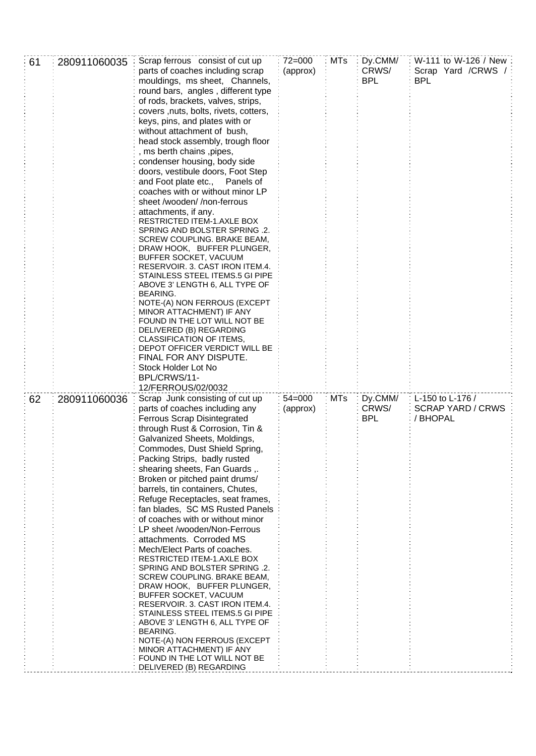| 61 | 280911060035 | Scrap ferrous consist of cut up parts of coaches including scrap mouldings, ms sheet, Channels, round bars, angles , different type of rods, brackets, valves, strips, covers ,nuts, bolts, rivets, cotters, keys, pins, and plates with or without attachment of bush, head stock assembly, trough floor , ms berth chains ,pipes, condenser housing, body side doors, vestibule doors, Foot Step and Foot plate etc., Panels of coaches with or without minor LP sheet /wooden/ /non-ferrous attachments, if any. RESTRICTED ITEM-1.AXLE BOX SPRING AND BOLSTER SPRING .2. SCREW COUPLING. BRAKE BEAM, DRAW HOOK, BUFFER PLUNGER, BUFFER SOCKET, VACUUM RESERVOIR. 3. CAST IRON ITEM.4. STAINLESS STEEL ITEMS.5 GI PIPE ABOVE 3' LENGTH 6, ALL TYPE OF BEARING. NOTE-(A) NON FERROUS (EXCEPT MINOR ATTACHMENT) IF ANY FOUND IN THE LOT WILL NOT BE DELIVERED (B) REGARDING CLASSIFICATION OF ITEMS, DEPOT OFFICER VERDICT WILL BE FINAL FOR ANY DISPUTE. Stock Holder Lot No BPL/CRWS/11-12/FERROUS/02/0032 | 72=000 (approx) | MTs | Dy.CMM/ CRWS/ BPL | W-111 to W-126 / New Scrap Yard /CRWS / BPL |
|---|---|---|---|---|---|---|
| 62 | 280911060036 | Scrap Junk consisting of cut up parts of coaches including any Ferrous Scrap Disintegrated through Rust & Corrosion, Tin & Galvanized Sheets, Moldings, Commodes, Dust Shield Spring, Packing Strips, badly rusted shearing sheets, Fan Guards ,. Broken or pitched paint drums/ barrels, tin containers, Chutes, Refuge Receptacles, seat frames, fan blades, SC MS Rusted Panels of coaches with or without minor LP sheet /wooden/Non-Ferrous attachments. Corroded MS Mech/Elect Parts of coaches. RESTRICTED ITEM-1.AXLE BOX SPRING AND BOLSTER SPRING .2. SCREW COUPLING. BRAKE BEAM, DRAW HOOK, BUFFER PLUNGER, BUFFER SOCKET, VACUUM RESERVOIR. 3. CAST IRON ITEM.4. STAINLESS STEEL ITEMS.5 GI PIPE ABOVE 3' LENGTH 6, ALL TYPE OF BEARING. NOTE-(A) NON FERROUS (EXCEPT MINOR ATTACHMENT) IF ANY FOUND IN THE LOT WILL NOT BE DELIVERED (B) REGARDING | 54=000 (approx) | MTs | Dy.CMM/ CRWS/ BPL | L-150 to L-176 / SCRAP YARD / CRWS / BHOPAL |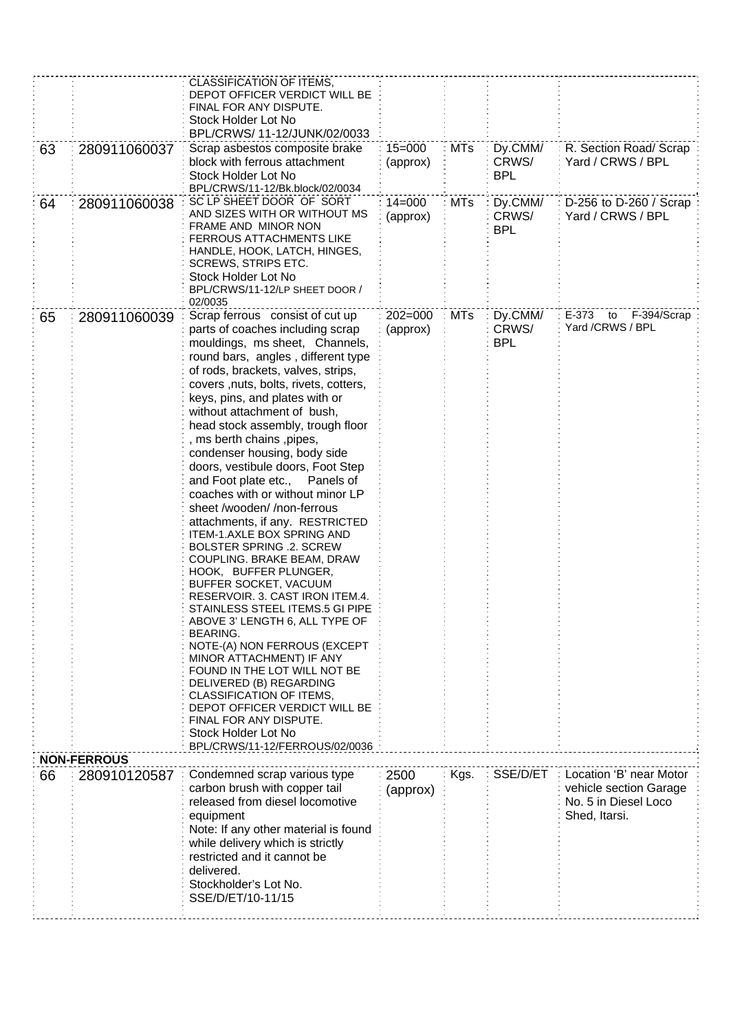| | | | | | | |
|---|---|---|---|---|---|---|
| | | CLASSIFICATION OF ITEMS, DEPOT OFFICER VERDICT WILL BE FINAL FOR ANY DISPUTE. Stock Holder Lot No BPL/CRWS/ 11-12/JUNK/02/0033 | | | | |
| 63 | 280911060037 | Scrap asbestos composite brake block with ferrous attachment Stock Holder Lot No BPL/CRWS/11-12/Bk.block/02/0034 | 15=000 (approx) | MTs | Dy.CMM/ CRWS/ BPL | R. Section Road/ Scrap Yard / CRWS / BPL |
| 64 | 280911060038 | SC LP SHEET DOOR OF SORT AND SIZES WITH OR WITHOUT MS FRAME AND MINOR NON FERROUS ATTACHMENTS LIKE HANDLE, HOOK, LATCH, HINGES, SCREWS, STRIPS ETC. Stock Holder Lot No BPL/CRWS/11-12/LP SHEET DOOR / 02/0035 | 14=000 (approx) | MTs | Dy.CMM/ CRWS/ BPL | D-256 to D-260 / Scrap Yard / CRWS / BPL |
| 65 | 280911060039 | Scrap ferrous consist of cut up parts of coaches including scrap mouldings, ms sheet, Channels, round bars, angles , different type of rods, brackets, valves, strips, covers ,nuts, bolts, rivets, cotters, keys, pins, and plates with or without attachment of bush, head stock assembly, trough floor , ms berth chains ,pipes, condenser housing, body side doors, vestibule doors, Foot Step and Foot plate etc., Panels of coaches with or without minor LP sheet /wooden/ /non-ferrous attachments, if any. RESTRICTED ITEM-1.AXLE BOX SPRING AND BOLSTER SPRING .2. SCREW COUPLING. BRAKE BEAM, DRAW HOOK, BUFFER PLUNGER, BUFFER SOCKET, VACUUM RESERVOIR. 3. CAST IRON ITEM.4. STAINLESS STEEL ITEMS.5 GI PIPE ABOVE 3' LENGTH 6, ALL TYPE OF BEARING. NOTE-(A) NON FERROUS (EXCEPT MINOR ATTACHMENT) IF ANY FOUND IN THE LOT WILL NOT BE DELIVERED (B) REGARDING CLASSIFICATION OF ITEMS, DEPOT OFFICER VERDICT WILL BE FINAL FOR ANY DISPUTE. Stock Holder Lot No BPL/CRWS/11-12/FERROUS/02/0036 | 202=000 (approx) | MTs | Dy.CMM/ CRWS/ BPL | E-373 to F-394/Scrap Yard /CRWS / BPL |
| **NON-FERROUS** | | | | | | |
| 66 | 280910120587 | Condemned scrap various type carbon brush with copper tail released from diesel locomotive equipment Note: If any other material is found while delivery which is strictly restricted and it cannot be delivered. Stockholder's Lot No. SSE/D/ET/10-11/15 | 2500 (approx) | Kgs. | SSE/D/ET | Location 'B' near Motor vehicle section Garage No. 5 in Diesel Loco Shed, Itarsi. |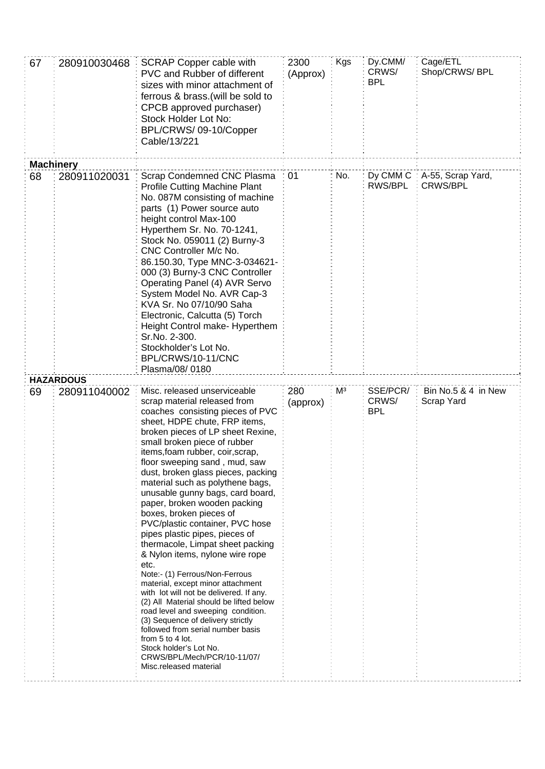| | | | | | | |
|---|---|---|---|---|---|---|
| 67 | 280910030468 | SCRAP Copper cable with PVC and Rubber of different sizes with minor attachment of ferrous & brass.(will be sold to CPCB approved purchaser) Stock Holder Lot No: BPL/CRWS/ 09-10/Copper Cable/13/221 | 2300 (Approx) | Kgs | Dy.CMM/ CRWS/ BPL | Cage/ETL Shop/CRWS/ BPL |
| **Machinery** | | | | | | |
| 68 | 280911020031 | Scrap Condemned CNC Plasma Profile Cutting Machine Plant No. 087M consisting of machine parts (1) Power source auto height control Max-100 Hyperthem Sr. No. 70-1241, Stock No. 059011 (2) Burny-3 CNC Controller M/c No. 86.150.30, Type MNC-3-034621-000 (3) Burny-3 CNC Controller Operating Panel (4) AVR Servo System Model No. AVR Cap-3 KVA Sr. No 07/10/90 Saha Electronic, Calcutta (5) Torch Height Control make- Hyperthem Sr.No. 2-300. Stockholder's Lot No. BPL/CRWS/10-11/CNC Plasma/08/ 0180 | 01 | No. | Dy CMM C RWS/BPL | A-55, Scrap Yard, CRWS/BPL |
| **HAZARDOUS** | | | | | | |
| 69 | 280911040002 | Misc. released unserviceable scrap material released from coaches consisting pieces of PVC sheet, HDPE chute, FRP items, broken pieces of LP sheet Rexine, small broken piece of rubber items,foam rubber, coir,scrap, floor sweeping sand , mud, saw dust, broken glass pieces, packing material such as polythene bags, unusable gunny bags, card board, paper, broken wooden packing boxes, broken pieces of PVC/plastic container, PVC hose pipes plastic pipes, pieces of thermacole, Limpat sheet packing & Nylon items, nylone wire rope etc. Note:- (1) Ferrous/Non-Ferrous material, except minor attachment with lot will not be delivered. If any. (2) All Material should be lifted below road level and sweeping condition. (3) Sequence of delivery strictly followed from serial number basis from 5 to 4 lot. Stock holder's Lot No. CRWS/BPL/Mech/PCR/10-11/07/ Misc.released material | 280 (approx) | $M^3$ | SSE/PCR/ CRWS/ BPL | Bin No.5 & 4 in New Scrap Yard |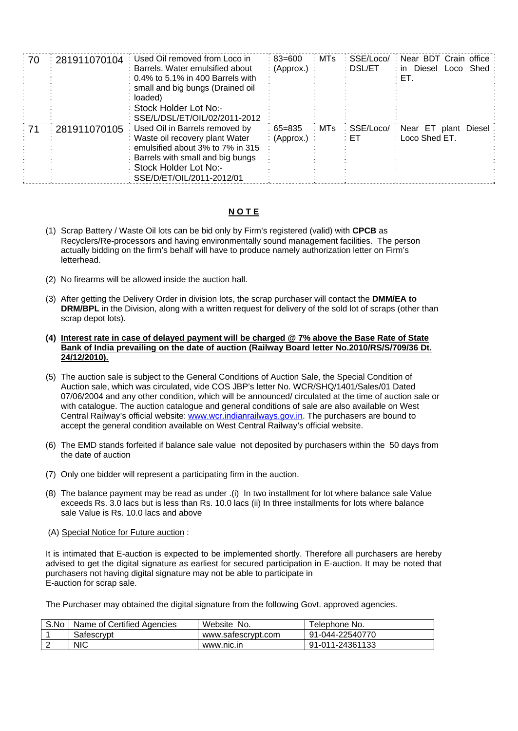| | | | | | | |
|---|---|---|---|---|---|---|
| 70 | 281911070104 | Used Oil removed from Loco in Barrels. Water emulsified about 0.4% to 5.1% in 400 Barrels with small and big bungs (Drained oil loaded)<br>Stock Holder Lot No:- SSE/L/DSL/ET/OIL/02/2011-2012 | 83=600 (Approx.) | MTs | SSE/Loco/ DSL/ET | Near BDT Crain office in Diesel Loco Shed ET. |
| 71 | 281911070105 | Used Oil in Barrels removed by Waste oil recovery plant Water emulsified about 3% to 7% in 315 Barrels with small and big bungs<br>Stock Holder Lot No:- SSE/D/ET/OIL/2011-2012/01 | 65=835 (Approx.) | MTs | SSE/Loco/ ET | Near ET plant Diesel Loco Shed ET. |

## NOTE

(1) Scrap Battery / Waste Oil lots can be bid only by Firm's registered (valid) with **CPCB** as Recyclers/Re-processors and having environmentally sound management facilities. The person actually bidding on the firm's behalf will have to produce namely authorization letter on Firm's letterhead.

(2) No firearms will be allowed inside the auction hall.

(3) After getting the Delivery Order in division lots, the scrap purchaser will contact the **DMM/EA to DRM/BPL** in the Division, along with a written request for delivery of the sold lot of scraps (other than scrap depot lots).

**(4) Interest rate in case of delayed payment will be charged @ 7% above the Base Rate of State Bank of India prevailing on the date of auction (Railway Board letter No.2010/RS/S/709/36 Dt. 24/12/2010).**

(5) The auction sale is subject to the General Conditions of Auction Sale, the Special Condition of Auction sale, which was circulated, vide COS JBP's letter No. WCR/SHQ/1401/Sales/01 Dated 07/06/2004 and any other condition, which will be announced/ circulated at the time of auction sale or with catalogue. The auction catalogue and general conditions of sale are also available on West Central Railway's official website: www.wcr.indianrailways.gov.in. The purchasers are bound to accept the general condition available on West Central Railway's official website.

(6) The EMD stands forfeited if balance sale value not deposited by purchasers within the 50 days from the date of auction

(7) Only one bidder will represent a participating firm in the auction.

(8) The balance payment may be read as under .(i) In two installment for lot where balance sale Value exceeds Rs. 3.0 lacs but is less than Rs. 10.0 lacs (ii) In three installments for lots where balance sale Value is Rs. 10.0 lacs and above

(A) Special Notice for Future auction :

It is intimated that E-auction is expected to be implemented shortly. Therefore all purchasers are hereby advised to get the digital signature as earliest for secured participation in E-auction. It may be noted that purchasers not having digital signature may not be able to participate in E-auction for scrap sale.

The Purchaser may obtained the digital signature from the following Govt. approved agencies.

| S.No | Name of Certified Agencies | Website No. | Telephone No. |
|---|---|---|---|
| 1 | Safescrypt | www.safescrypt.com | 91-044-22540770 |
| 2 | NIC | www.nic.in | 91-011-24361133 |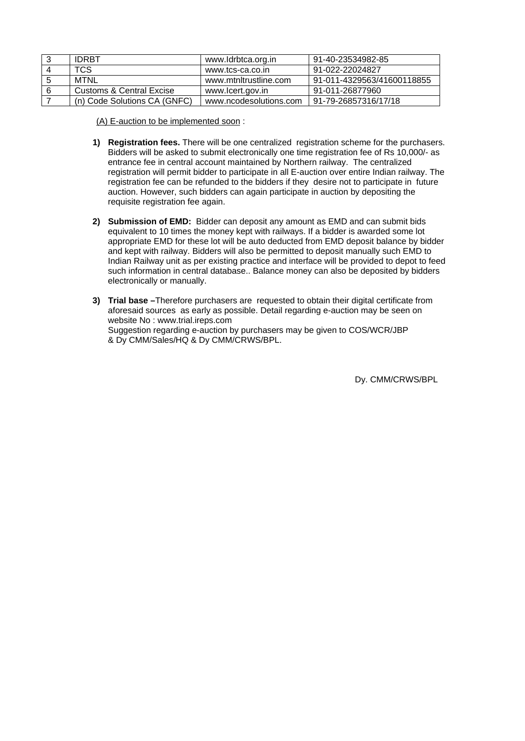| | | | |
|---|---|---|---|
| 3 | IDRBT | www.Idrbtca.org.in | 91-40-23534982-85 |
| 4 | TCS | www.tcs-ca.co.in | 91-022-22024827 |
| 5 | MTNL | www.mtnltrustline.com | 91-011-4329563/41600118855 |
| 6 | Customs & Central Excise | www.Icert.gov.in | 91-011-26877960 |
| 7 | (n) Code Solutions CA (GNFC) | www.ncodesolutions.com | 91-79-26857316/17/18 |

(A) E-auction to be implemented soon :

1) **Registration fees.** There will be one centralized registration scheme for the purchasers. Bidders will be asked to submit electronically one time registration fee of Rs 10,000/- as entrance fee in central account maintained by Northern railway. The centralized registration will permit bidder to participate in all E-auction over entire Indian railway. The registration fee can be refunded to the bidders if they desire not to participate in future auction. However, such bidders can again participate in auction by depositing the requisite registration fee again.

2) **Submission of EMD:** Bidder can deposit any amount as EMD and can submit bids equivalent to 10 times the money kept with railways. If a bidder is awarded some lot appropriate EMD for these lot will be auto deducted from EMD deposit balance by bidder and kept with railway. Bidders will also be permitted to deposit manually such EMD to Indian Railway unit as per existing practice and interface will be provided to depot to feed such information in central database.. Balance money can also be deposited by bidders electronically or manually.

3) **Trial base –**Therefore purchasers are requested to obtain their digital certificate from aforesaid sources as early as possible. Detail regarding e-auction may be seen on website No : www.trial.ireps.com
Suggestion regarding e-auction by purchasers may be given to COS/WCR/JBP & Dy CMM/Sales/HQ & Dy CMM/CRWS/BPL.

Dy. CMM/CRWS/BPL